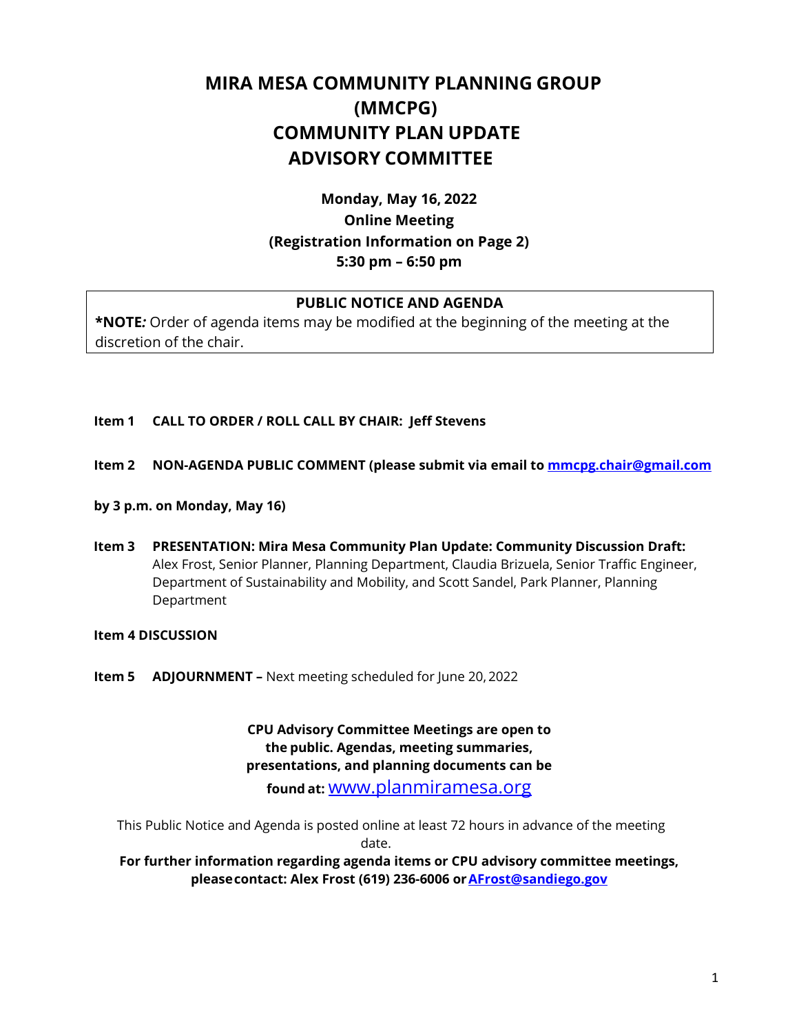# MIRA MESA COMMUNITY PLANNING GROUP (MMCPG) COMMUNITY PLAN UPDATE ADVISORY COMMITTEE

**Monday, May 16, 2022**
**Online Meeting**
**(Registration Information on Page 2)**
**5:30 pm – 6:50 pm**

**PUBLIC NOTICE AND AGENDA**

***NOTE:** Order of agenda items may be modified at the beginning of the meeting at the discretion of the chair.

**Item 1 CALL TO ORDER / ROLL CALL BY CHAIR: Jeff Stevens**

**Item 2 NON-AGENDA PUBLIC COMMENT (please submit via email to mmcpg.chair@gmail.com by 3 p.m. on Monday, May 16)**

**Item 3 PRESENTATION: Mira Mesa Community Plan Update: Community Discussion Draft:** Alex Frost, Senior Planner, Planning Department, Claudia Brizuela, Senior Traffic Engineer, Department of Sustainability and Mobility, and Scott Sandel, Park Planner, Planning Department

**Item 4 DISCUSSION**

**Item 5 ADJOURNMENT –** Next meeting scheduled for June 20, 2022

**CPU Advisory Committee Meetings are open to the public. Agendas, meeting summaries, presentations, and planning documents can be found at:** www.planmiramesa.org

This Public Notice and Agenda is posted online at least 72 hours in advance of the meeting date.

**For further information regarding agenda items or CPU advisory committee meetings, please contact: Alex Frost (619) 236-6006 or AFrost@sandiego.gov**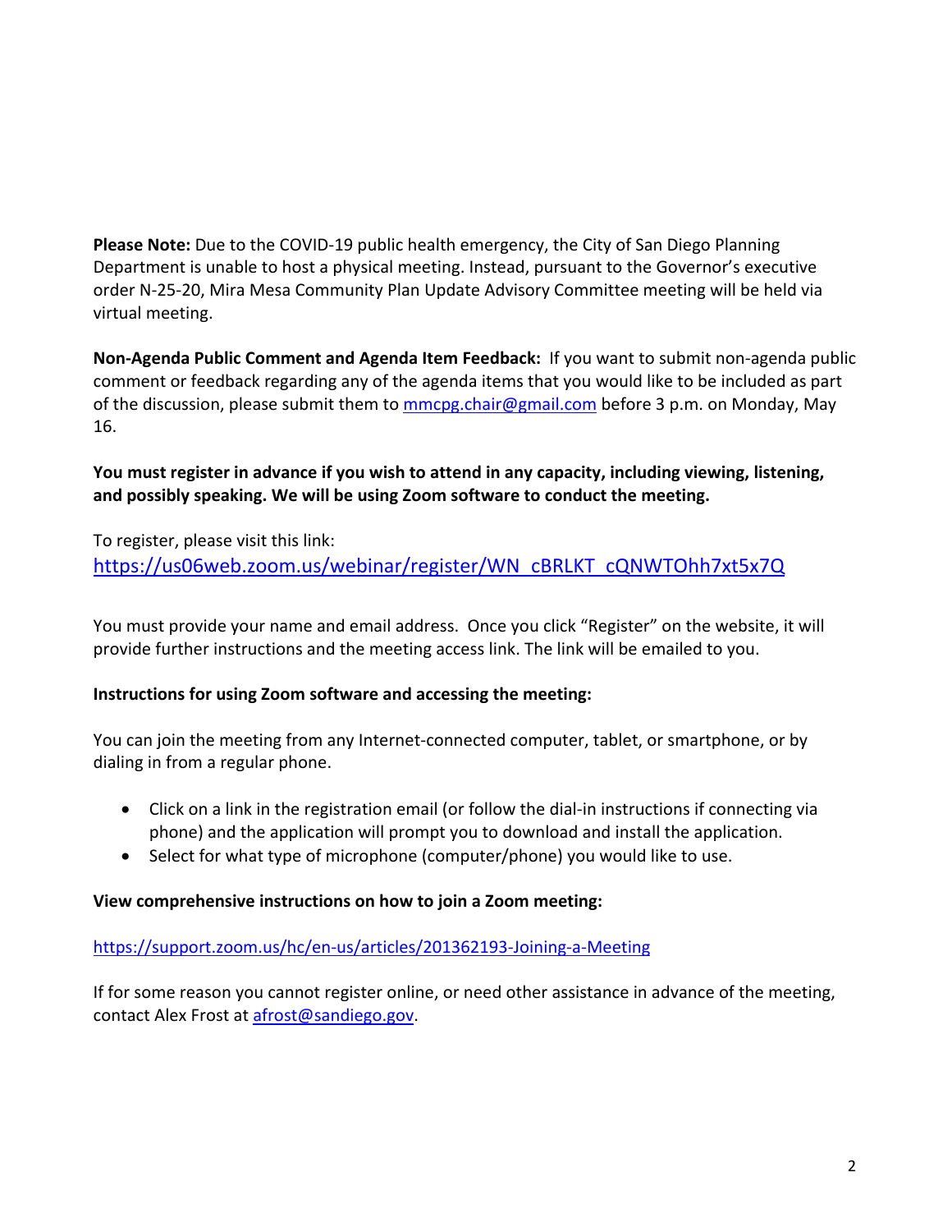**Please Note:** Due to the COVID-19 public health emergency, the City of San Diego Planning Department is unable to host a physical meeting. Instead, pursuant to the Governor's executive order N-25-20, Mira Mesa Community Plan Update Advisory Committee meeting will be held via virtual meeting.

**Non-Agenda Public Comment and Agenda Item Feedback:** If you want to submit non-agenda public comment or feedback regarding any of the agenda items that you would like to be included as part of the discussion, please submit them to mmcpg.chair@gmail.com before 3 p.m. on Monday, May 16.

**You must register in advance if you wish to attend in any capacity, including viewing, listening, and possibly speaking. We will be using Zoom software to conduct the meeting.**

To register, please visit this link:
https://us06web.zoom.us/webinar/register/WN_cBRLKT_cQNWTOhh7xt5x7Q

You must provide your name and email address. Once you click "Register" on the website, it will provide further instructions and the meeting access link. The link will be emailed to you.

**Instructions for using Zoom software and accessing the meeting:**

You can join the meeting from any Internet-connected computer, tablet, or smartphone, or by dialing in from a regular phone.

- Click on a link in the registration email (or follow the dial-in instructions if connecting via phone) and the application will prompt you to download and install the application.
- Select for what type of microphone (computer/phone) you would like to use.

**View comprehensive instructions on how to join a Zoom meeting:**

https://support.zoom.us/hc/en-us/articles/201362193-Joining-a-Meeting

If for some reason you cannot register online, or need other assistance in advance of the meeting, contact Alex Frost at afrost@sandiego.gov.